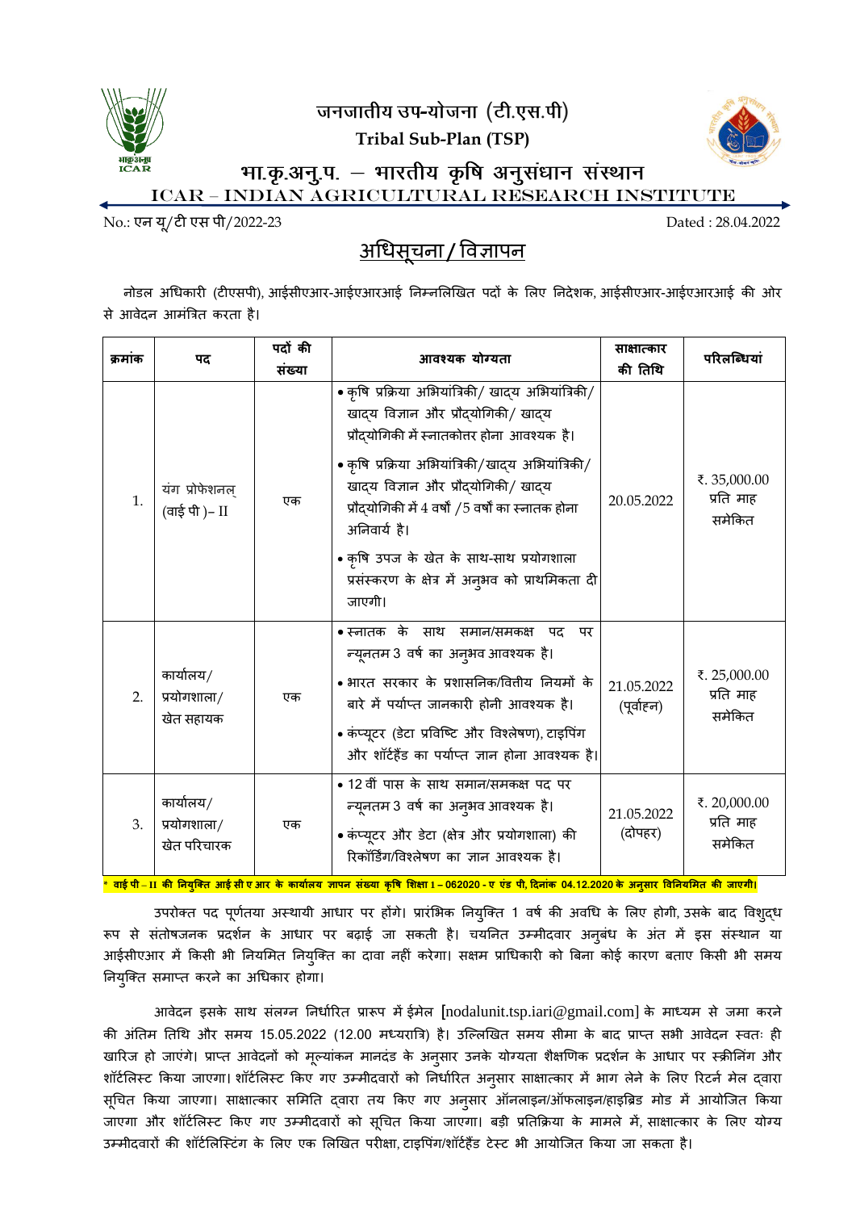# जनजातीय उप-योजना (टी.एस.पी)

**Tribal Sub-Plan (TSP)**

## भा.कृ.अनु.प. – भारतीय कृषि अनुसंधान संस्थान

## ICAR – INDIAN AGRICULTURAL RESEARCH INSTITUTE

No.: एन यू/टी एस पी/2022-23

Dated : 28.04.2022

## अधिसूचना / विज्ञापन

नोडल अधिकारी (टीएसपी), आईसीएआर-आईएआरआई निम्नलिखित पदों के लिए निदेशक, आईसीएआर-आईएआरआई की ओर से आवेदन आमंत्रित करता है।

| क्रमांक | पद | पदों की संख्या | आवश्यक योग्यता | साक्षात्कार की तिथि | परिलब्धियां |
|---|---|---|---|---|---|
| 1. | यंग प्रोफेशनल (वाई पी )– II | एक | • कृषि प्रक्रिया अभियांत्रिकी/ खाद्य अभियांत्रिकी/ खाद्य विज्ञान और प्रौद्योगिकी/ खाद्य प्रौद्योगिकी में स्नातकोत्तर होना आवश्यक है।<br>• कृषि प्रक्रिया अभियांत्रिकी/खाद्य अभियांत्रिकी/ खाद्य विज्ञान और प्रौद्योगिकी/ खाद्य प्रौद्योगिकी में 4 वर्षों /5 वर्षों का स्नातक होना अनिवार्य है।<br>• कृषि उपज के खेत के साथ-साथ प्रयोगशाला प्रसंस्करण के क्षेत्र में अनुभव को प्राथमिकता दी जाएगी। | 20.05.2022 | ₹. 35,000.00 प्रति माह समेकित |
| 2. | कार्यालय/ प्रयोगशाला/ खेत सहायक | एक | • स्नातक के साथ समान/समकक्ष पद पर न्यूनतम 3 वर्ष का अनुभव आवश्यक है।<br>• भारत सरकार के प्रशासनिक/वित्तीय नियमों के बारे में पर्याप्त जानकारी होनी आवश्यक है।<br>• कंप्यूटर (डेटा प्रविष्टि और विश्लेषण), टाइपिंग और शॉर्टहैंड का पर्याप्त ज्ञान होना आवश्यक है। | 21.05.2022 (पूर्वाह्न) | ₹. 25,000.00 प्रति माह समेकित |
| 3. | कार्यालय/ प्रयोगशाला/ खेत परिचारक | एक | • 12 वीं पास के साथ समान/समकक्ष पद पर न्यूनतम 3 वर्ष का अनुभव आवश्यक है।<br>• कंप्यूटर और डेटा (क्षेत्र और प्रयोगशाला) की रिकॉर्डिंग/विश्लेषण का ज्ञान आवश्यक है। | 21.05.2022 (दोपहर) | ₹. 20,000.00 प्रति माह समेकित |

**\* वाई पी – II की नियुक्ति आई सी ए आर के कार्यालय ज्ञापन संख्या कृषि शिक्षा 1 – 062020 - ए एंड पी, दिनांक 04.12.2020 के अनुसार विनियमित की जाएगी।**

उपरोक्त पद पूर्णतया अस्थायी आधार पर होंगे। प्रारंभिक नियुक्ति 1 वर्ष की अवधि के लिए होगी, उसके बाद विशुद्ध रूप से संतोषजनक प्रदर्शन के आधार पर बढ़ाई जा सकती है। चयनित उम्मीदवार अनुबंध के अंत में इस संस्थान या आईसीएआर में किसी भी नियमित नियुक्ति का दावा नहीं करेगा। सक्षम प्राधिकारी को बिना कोई कारण बताए किसी भी समय नियुक्ति समाप्त करने का अधिकार होगा।

आवेदन इसके साथ संलग्न निर्धारित प्रारूप में ईमेल [nodalunit.tsp.iari@gmail.com] के माध्यम से जमा करने की अंतिम तिथि और समय 15.05.2022 (12.00 मध्यरात्रि) है। उल्लिखित समय सीमा के बाद प्राप्त सभी आवेदन स्वतः ही खारिज हो जाएंगे। प्राप्त आवेदनों को मूल्यांकन मानदंड के अनुसार उनके योग्यता शैक्षणिक प्रदर्शन के आधार पर स्क्रीनिंग और शॉर्टलिस्ट किया जाएगा। शॉर्टलिस्ट किए गए उम्मीदवारों को निर्धारित अनुसार साक्षात्कार में भाग लेने के लिए रिटर्न मेल द्वारा सूचित किया जाएगा। साक्षात्कार समिति द्वारा तय किए गए अनुसार ऑनलाइन/ऑफलाइन/हाइब्रिड मोड में आयोजित किया जाएगा और शॉर्टलिस्ट किए गए उम्मीदवारों को सूचित किया जाएगा। बड़ी प्रतिक्रिया के मामले में, साक्षात्कार के लिए योग्य उम्मीदवारों की शॉर्टलिस्टिंग के लिए एक लिखित परीक्षा, टाइपिंग/शॉर्टहैंड टेस्ट भी आयोजित किया जा सकता है।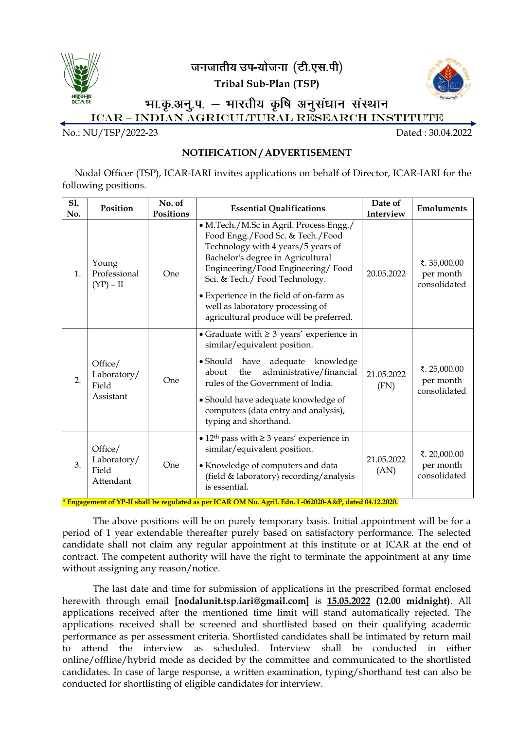# जनजातीय उप-योजना (टी.एस.पी)

**Tribal Sub-Plan (TSP)**

## भा.कृ.अनु.प. – भारतीय कृषि अनुसंधान संस्थान

## ICAR – INDIAN AGRICULTURAL RESEARCH INSTITUTE

No.: NU/TSP/2022-23 Dated : 30.04.2022

**NOTIFICATION / ADVERTISEMENT**

Nodal Officer (TSP), ICAR-IARI invites applications on behalf of Director, ICAR-IARI for the following positions.

| Sl. No. | Position | No. of Positions | Essential Qualifications | Date of Interview | Emoluments |
|---|---|---|---|---|---|
| 1. | Young Professional (YP) – II | One | • M.Tech./M.Sc in Agril. Process Engg./ Food Engg./Food Sc. & Tech./Food Technology with 4 years/5 years of Bachelor's degree in Agricultural Engineering/Food Engineering/ Food Sci. & Tech./ Food Technology.<br>• Experience in the field of on-farm as well as laboratory processing of agricultural produce will be preferred. | 20.05.2022 | ₹. 35,000.00 per month consolidated |
| 2. | Office/ Laboratory/ Field Assistant | One | • Graduate with ≥ 3 years' experience in similar/equivalent position.<br>• Should have adequate knowledge about the administrative/financial rules of the Government of India.<br>• Should have adequate knowledge of computers (data entry and analysis), typing and shorthand. | 21.05.2022 (FN) | ₹. 25,000.00 per month consolidated |
| 3. | Office/ Laboratory/ Field Attendant | One | • 12th pass with ≥ 3 years' experience in similar/equivalent position.<br>• Knowledge of computers and data (field & laboratory) recording/analysis is essential. | 21.05.2022 (AN) | ₹. 20,000.00 per month consolidated |

**\* Engagement of YP-II shall be regulated as per ICAR OM No. Agril. Edn. I -062020-A&P, dated 04.12.2020.**

The above positions will be on purely temporary basis. Initial appointment will be for a period of 1 year extendable thereafter purely based on satisfactory performance. The selected candidate shall not claim any regular appointment at this institute or at ICAR at the end of contract. The competent authority will have the right to terminate the appointment at any time without assigning any reason/notice.

The last date and time for submission of applications in the prescribed format enclosed herewith through email **[nodalunit.tsp.iari@gmail.com]** is **15.05.2022 (12.00 midnight)**. All applications received after the mentioned time limit will stand automatically rejected. The applications received shall be screened and shortlisted based on their qualifying academic performance as per assessment criteria. Shortlisted candidates shall be intimated by return mail to attend the interview as scheduled. Interview shall be conducted in either online/offline/hybrid mode as decided by the committee and communicated to the shortlisted candidates. In case of large response, a written examination, typing/shorthand test can also be conducted for shortlisting of eligible candidates for interview.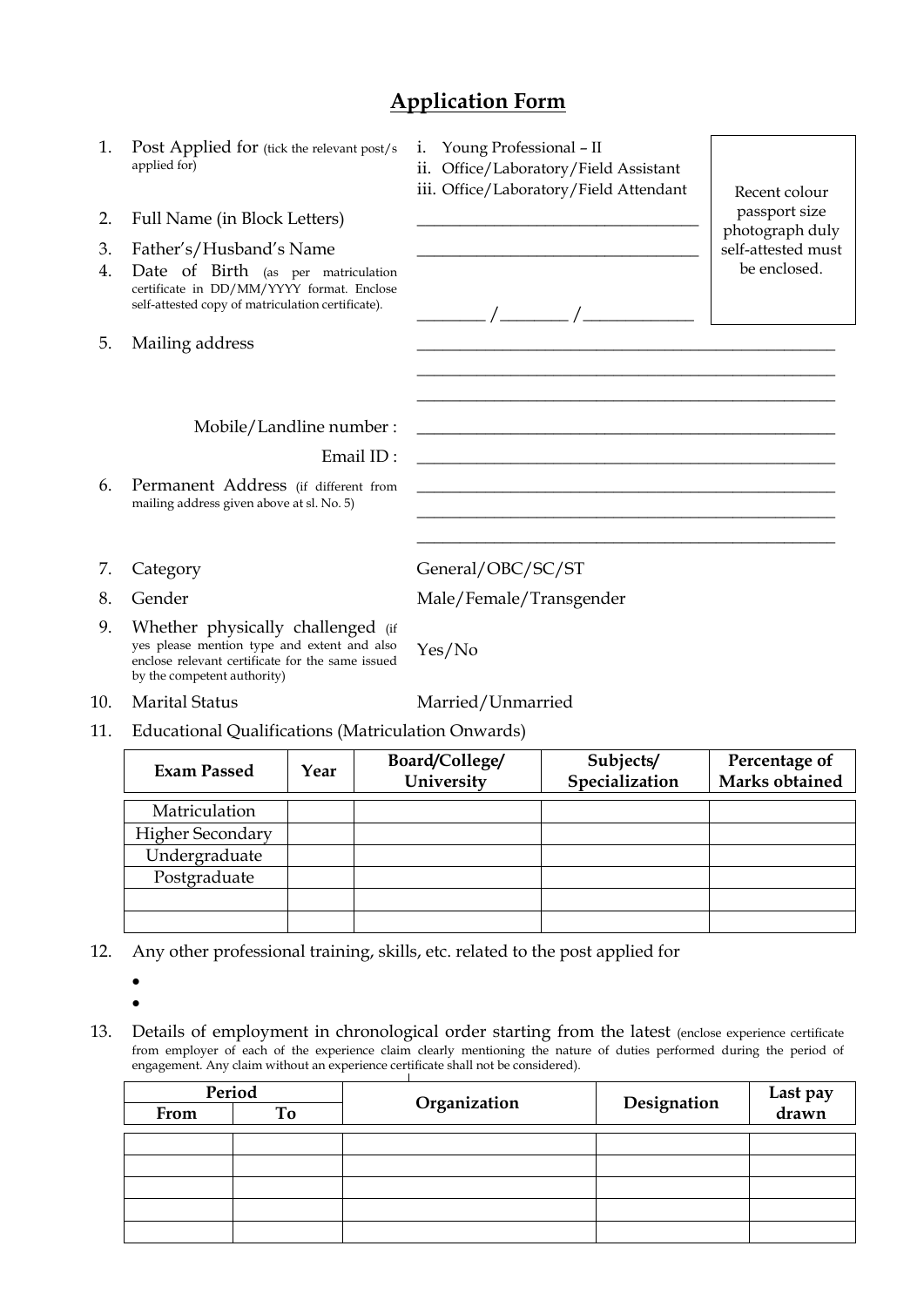# Application Form

Recent colour passport size photograph duly self-attested must be enclosed.

1. Post Applied for (tick the relevant post/s applied for)
   - i. Young Professional – II
   - ii. Office/Laboratory/Field Assistant
   - iii. Office/Laboratory/Field Attendant
2. Full Name (in Block Letters) ________________________________
3. Father's/Husband's Name ________________________________
4. Date of Birth (as per matriculation certificate in DD/MM/YYYY format. Enclose self-attested copy of matriculation certificate). _______ /_______ /____________
5. Mailing address ________________________________________________
   ________________________________________________
   ________________________________________________

   Mobile/Landline number : ________________________________________________

   Email ID : ________________________________________________
6. Permanent Address (if different from mailing address given above at sl. No. 5) ________________________________________________
   ________________________________________________
   ________________________________________________
7. Category General/OBC/SC/ST
8. Gender Male/Female/Transgender
9. Whether physically challenged (if yes please mention type and extent and also enclose relevant certificate for the same issued by the competent authority) Yes/No
10. Marital Status Married/Unmarried
11. Educational Qualifications (Matriculation Onwards)

| Exam Passed | Year | Board/College/ University | Subjects/ Specialization | Percentage of Marks obtained |
|---|---|---|---|---|
| Matriculation | | | | |
| Higher Secondary | | | | |
| Undergraduate | | | | |
| Postgraduate | | | | |
| | | | | |
| | | | | |

12. Any other professional training, skills, etc. related to the post applied for
    -
    -
13. Details of employment in chronological order starting from the latest (enclose experience certificate from employer of each of the experience claim clearly mentioning the nature of duties performed during the period of engagement. Any claim without an experience certificate shall not be considered).

| Period | | Organization | Designation | Last pay drawn |
|---|---|---|---|---|
| From | To | | | |
| | | | | |
| | | | | |
| | | | | |
| | | | | |
| | | | | |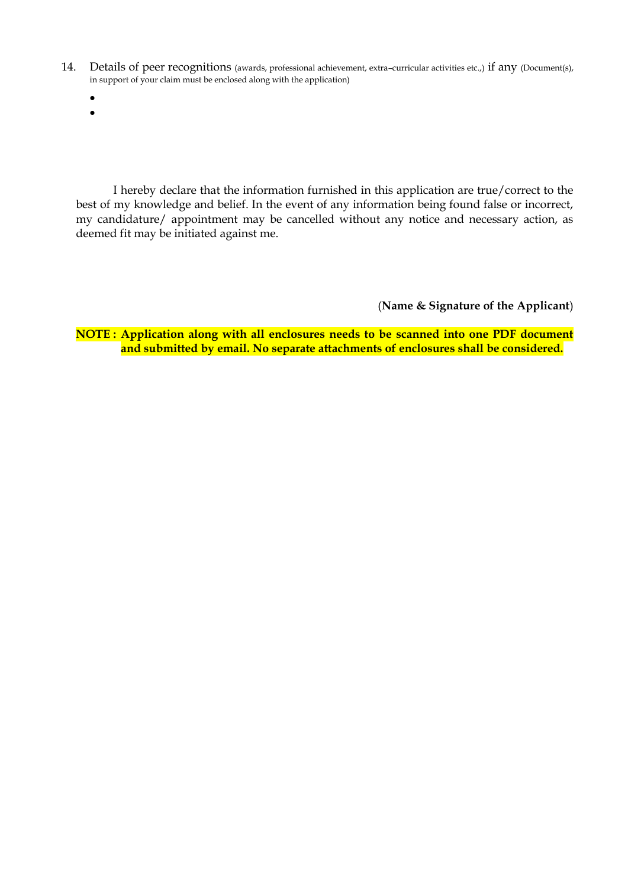14. Details of peer recognitions (awards, professional achievement, extra–curricular activities etc.,) if any (Document(s), in support of your claim must be enclosed along with the application)

    -
    -

I hereby declare that the information furnished in this application are true/correct to the best of my knowledge and belief. In the event of any information being found false or incorrect, my candidature/ appointment may be cancelled without any notice and necessary action, as deemed fit may be initiated against me.

(**Name & Signature of the Applicant**)

**NOTE : Application along with all enclosures needs to be scanned into one PDF document and submitted by email. No separate attachments of enclosures shall be considered.**